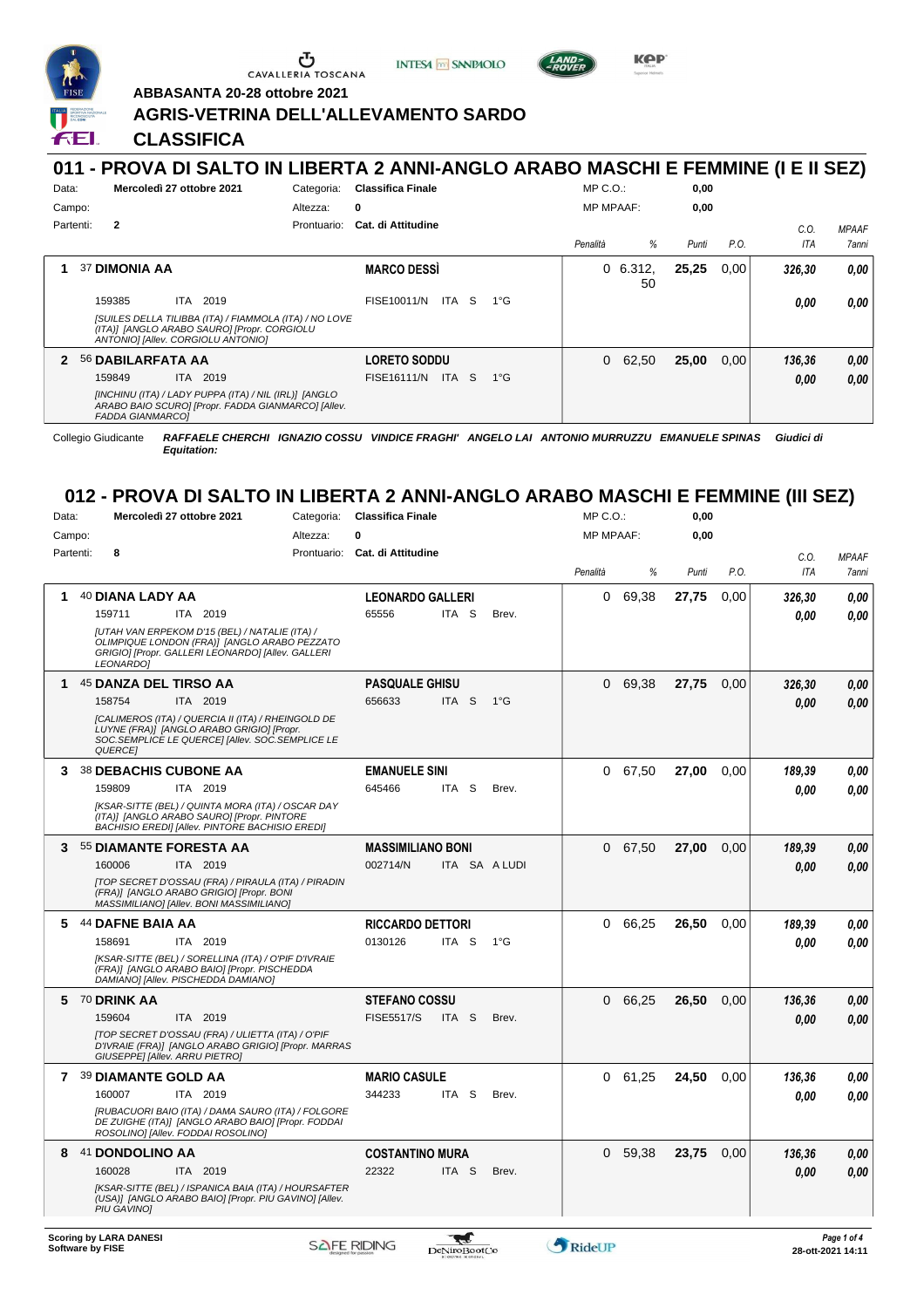**ABBASANTA 20-28 ottobre 2021**

## AGRIS-VETRINA DELL'ALLEVAMENTO SARDO

## CLASSIFICA

# 011 - PROVA DI SALTO IN LIBERTA 2 ANNI-ANGLO ARABO MASCHI E FEMMINE (I E II SEZ)

Data: **Mercoledì 27 ottobre 2021** — Categoria: **Classifica Finale** — MP C.O.: **0,00**

Campo: — Altezza: **0** — MP MPAAF: **0,00**

Partenti: **2** — Prontuario: **Cat. di Attitudine**

| | Cavallo | Cavaliere | Penalità | % | Punti | P.O. | C.O. ITA | MPAAF 7anni |
|---|---|---|---|---|---|---|---|---|
| 1 | 37 **DIMONIA AA** | **MARCO DESSÌ** | 0 | 6.312,50 | **25,25** | 0,00 | **326,30** | **0,00** |
| | 159385 ITA 2019 | FISE10011/N ITA S 1°G | | | | | **0,00** | **0,00** |
| | *[SUILES DELLA TILIBBA (ITA) / FIAMMOLA (ITA) / NO LOVE (ITA)] [ANGLO ARABO SAURO] [Propr. CORGIOLU ANTONIO] [Allev. CORGIOLU ANTONIO]* | | | | | | | |
| 2 | 56 **DABILARFATA AA** | **LORETO SODDU** | 0 | 62,50 | **25,00** | 0,00 | **136,36** | **0,00** |
| | 159849 ITA 2019 | FISE16111/N ITA S 1°G | | | | | **0,00** | **0,00** |
| | *[INCHINU (ITA) / LADY PUPPA (ITA) / NIL (IRL)] [ANGLO ARABO BAIO SCURO] [Propr. FADDA GIANMARCO] [Allev. FADDA GIANMARCO]* | | | | | | | |

Collegio Giudicante: ***RAFFAELE CHERCHI IGNAZIO COSSU VINDICE FRAGHI' ANGELO LAI ANTONIO MURRUZZU EMANUELE SPINAS Giudici di Equitation:***

# 012 - PROVA DI SALTO IN LIBERTA 2 ANNI-ANGLO ARABO MASCHI E FEMMINE (III SEZ)

Data: **Mercoledì 27 ottobre 2021** — Categoria: **Classifica Finale** — MP C.O.: **0,00**

Campo: — Altezza: **0** — MP MPAAF: **0,00**

Partenti: **8** — Prontuario: **Cat. di Attitudine**

| | Cavallo | Cavaliere | Penalità | % | Punti | P.O. | C.O. ITA | MPAAF 7anni |
|---|---|---|---|---|---|---|---|---|
| 1 | 40 **DIANA LADY AA** | **LEONARDO GALLERI** | 0 | 69,38 | **27,75** | 0,00 | **326,30** | **0,00** |
| | 159711 ITA 2019 | 65556 ITA S Brev. | | | | | **0,00** | **0,00** |
| | *[UTAH VAN ERPEKOM D'15 (BEL) / NATALIE (ITA) / OLIMPIQUE LONDON (FRA)] [ANGLO ARABO PEZZATO GRIGIO] [Propr. GALLERI LEONARDO] [Allev. GALLERI LEONARDO]* | | | | | | | |
| 1 | 45 **DANZA DEL TIRSO AA** | **PASQUALE GHISU** | 0 | 69,38 | **27,75** | 0,00 | **326,30** | **0,00** |
| | 158754 ITA 2019 | 656633 ITA S 1°G | | | | | **0,00** | **0,00** |
| | *[CALIMEROS (ITA) / QUERCIA II (ITA) / RHEINGOLD DE LUYNE (FRA)] [ANGLO ARABO GRIGIO] [Propr. SOC.SEMPLICE LE QUERCE] [Allev. SOC.SEMPLICE LE QUERCE]* | | | | | | | |
| 3 | 38 **DEBACHIS CUBONE AA** | **EMANUELE SINI** | 0 | 67,50 | **27,00** | 0,00 | **189,39** | **0,00** |
| | 159809 ITA 2019 | 645466 ITA S Brev. | | | | | **0,00** | **0,00** |
| | *[KSAR-SITTE (BEL) / QUINTA MORA (ITA) / OSCAR DAY (ITA)] [ANGLO ARABO SAURO] [Propr. PINTORE BACHISIO EREDI] [Allev. PINTORE BACHISIO EREDI]* | | | | | | | |
| 3 | 55 **DIAMANTE FORESTA AA** | **MASSIMILIANO BONI** | 0 | 67,50 | **27,00** | 0,00 | **189,39** | **0,00** |
| | 160006 ITA 2019 | 002714/N ITA SA A LUDI | | | | | **0,00** | **0,00** |
| | *[TOP SECRET D'OSSAU (FRA) / PIRAULA (ITA) / PIRADIN (FRA)] [ANGLO ARABO GRIGIO] [Propr. BONI MASSIMILIANO] [Allev. BONI MASSIMILIANO]* | | | | | | | |
| 5 | 44 **DAFNE BAIA AA** | **RICCARDO DETTORI** | 0 | 66,25 | **26,50** | 0,00 | **189,39** | **0,00** |
| | 158691 ITA 2019 | 0130126 ITA S 1°G | | | | | **0,00** | **0,00** |
| | *[KSAR-SITTE (BEL) / SORELLINA (ITA) / O'PIF D'IVRAIE (FRA)] [ANGLO ARABO BAIO] [Propr. PISCHEDDA DAMIANO] [Allev. PISCHEDDA DAMIANO]* | | | | | | | |
| 5 | 70 **DRINK AA** | **STEFANO COSSU** | 0 | 66,25 | **26,50** | 0,00 | **136,36** | **0,00** |
| | 159604 ITA 2019 | FISE5517/S ITA S Brev. | | | | | **0,00** | **0,00** |
| | *[TOP SECRET D'OSSAU (FRA) / ULIETTA (ITA) / O'PIF D'IVRAIE (FRA)] [ANGLO ARABO GRIGIO] [Propr. MARRAS GIUSEPPE] [Allev. ARRU PIETRO]* | | | | | | | |
| 7 | 39 **DIAMANTE GOLD AA** | **MARIO CASULE** | 0 | 61,25 | **24,50** | 0,00 | **136,36** | **0,00** |
| | 160007 ITA 2019 | 344233 ITA S Brev. | | | | | **0,00** | **0,00** |
| | *[RUBACUORI BAIO (ITA) / DAMA SAURO (ITA) / FOLGORE DE ZUIGHE (ITA)] [ANGLO ARABO BAIO] [Propr. FODDAI ROSOLINO] [Allev. FODDAI ROSOLINO]* | | | | | | | |
| 8 | 41 **DONDOLINO AA** | **COSTANTINO MURA** | 0 | 59,38 | **23,75** | 0,00 | **136,36** | **0,00** |
| | 160028 ITA 2019 | 22322 ITA S Brev. | | | | | **0,00** | **0,00** |
| | *[KSAR-SITTE (BEL) / ISPANICA BAIA (ITA) / HOURSAFTER (USA)] [ANGLO ARABO BAIO] [Propr. PIU GAVINO] [Allev. PIU GAVINO]* | | | | | | | |

**Scoring by LARA DANESI**
**Software by FISE**

28-ott-2021 14:11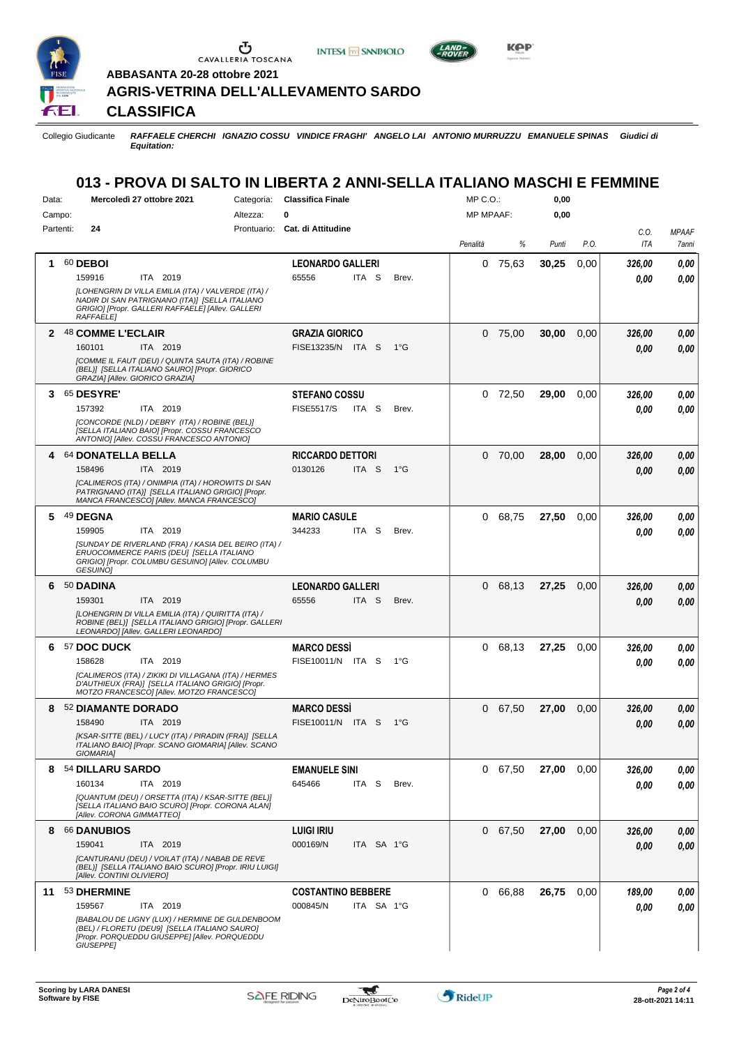ABBASANTA 20-28 ottobre 2021

# AGRIS-VETRINA DELL'ALLEVAMENTO SARDO

## CLASSIFICA

Collegio Giudicante *RAFFAELE CHERCHI IGNAZIO COSSU VINDICE FRAGHI' ANGELO LAI ANTONIO MURRUZZU EMANUELE SPINAS Giudici di Equitation:*

## 013 - PROVA DI SALTO IN LIBERTA 2 ANNI-SELLA ITALIANO MASCHI E FEMMINE

Data: Mercoledì 27 ottobre 2021 — Categoria: Classifica Finale — MP C.O.: 0,00
Campo: — Altezza: 0 — MP MPAAF: 0,00
Partenti: 24 — Prontuario: Cat. di Attitudine

| Pos. | Cavallo | Cavaliere | Penalità | % | Punti | P.O. | C.O. ITA | MPAAF 7anni |
|---|---|---|---|---|---|---|---|---|
| 1 | 60 **DEBOI** 159916 ITA 2019 *[LOHENGRIN DI VILLA EMILIA (ITA) / VALVERDE (ITA) / NADIR DI SAN PATRIGNANO (ITA)] [SELLA ITALIANO GRIGIO] [Propr. GALLERI RAFFAELE] [Allev. GALLERI RAFFAELE]* | **LEONARDO GALLERI** 65556 ITA S Brev. | 0 | 75,63 | 30,25 | 0,00 | 326,00 / 0,00 | 0,00 / 0,00 |
| 2 | 48 **COMME L'ECLAIR** 160101 ITA 2019 *[COMME IL FAUT (DEU) / QUINTA SAUTA (ITA) / ROBINE (BEL)] [SELLA ITALIANO SAURO] [Propr. GIORICO GRAZIA] [Allev. GIORICO GRAZIA]* | **GRAZIA GIORICO** FISE13235/N ITA S 1°G | 0 | 75,00 | 30,00 | 0,00 | 326,00 / 0,00 | 0,00 / 0,00 |
| 3 | 65 **DESYRE'** 157392 ITA 2019 *[CONCORDE (NLD) / DEBRY (ITA) / ROBINE (BEL)] [SELLA ITALIANO BAIO] [Propr. COSSU FRANCESCO ANTONIO] [Allev. COSSU FRANCESCO ANTONIO]* | **STEFANO COSSU** FISE5517/S ITA S Brev. | 0 | 72,50 | 29,00 | 0,00 | 326,00 / 0,00 | 0,00 / 0,00 |
| 4 | 64 **DONATELLA BELLA** 158496 ITA 2019 *[CALIMEROS (ITA) / ONIMPIA (ITA) / HOROWITS DI SAN PATRIGNANO (ITA)] [SELLA ITALIANO GRIGIO] [Propr. MANCA FRANCESCO] [Allev. MANCA FRANCESCO]* | **RICCARDO DETTORI** 0130126 ITA S 1°G | 0 | 70,00 | 28,00 | 0,00 | 326,00 / 0,00 | 0,00 / 0,00 |
| 5 | 49 **DEGNA** 159905 ITA 2019 *[SUNDAY DE RIVERLAND (FRA) / KASIA DEL BEIRO (ITA) / ERUOCOMMERCE PARIS (DEU)] [SELLA ITALIANO GRIGIO] [Propr. COLUMBU GESUINO] [Allev. COLUMBU GESUINO]* | **MARIO CASULE** 344233 ITA S Brev. | 0 | 68,75 | 27,50 | 0,00 | 326,00 / 0,00 | 0,00 / 0,00 |
| 6 | 50 **DADINA** 159301 ITA 2019 *[LOHENGRIN DI VILLA EMILIA (ITA) / QUIRITTA (ITA) / ROBINE (BEL)] [SELLA ITALIANO GRIGIO] [Propr. GALLERI LEONARDO] [Allev. GALLERI LEONARDO]* | **LEONARDO GALLERI** 65556 ITA S Brev. | 0 | 68,13 | 27,25 | 0,00 | 326,00 / 0,00 | 0,00 / 0,00 |
| 6 | 57 **DOC DUCK** 158628 ITA 2019 *[CALIMEROS (ITA) / ZIKIKI DI VILLAGANA (ITA) / HERMES D'AUTHIEUX (FRA)] [SELLA ITALIANO GRIGIO] [Propr. MOTZO FRANCESCO] [Allev. MOTZO FRANCESCO]* | **MARCO DESSÌ** FISE10011/N ITA S 1°G | 0 | 68,13 | 27,25 | 0,00 | 326,00 / 0,00 | 0,00 / 0,00 |
| 8 | 52 **DIAMANTE DORADO** 158490 ITA 2019 *[KSAR-SITTE (BEL) / LUCY (ITA) / PIRADIN (FRA)] [SELLA ITALIANO BAIO] [Propr. SCANO GIOMARIA] [Allev. SCANO GIOMARIA]* | **MARCO DESSÌ** FISE10011/N ITA S 1°G | 0 | 67,50 | 27,00 | 0,00 | 326,00 / 0,00 | 0,00 / 0,00 |
| 8 | 54 **DILLARU SARDO** 160134 ITA 2019 *[QUANTUM (DEU) / ORSETTA (ITA) / KSAR-SITTE (BEL)] [SELLA ITALIANO BAIO SCURO] [Propr. CORONA ALAN] [Allev. CORONA GIMMATTEO]* | **EMANUELE SINI** 645466 ITA S Brev. | 0 | 67,50 | 27,00 | 0,00 | 326,00 / 0,00 | 0,00 / 0,00 |
| 8 | 66 **DANUBIOS** 159041 ITA 2019 *[CANTURANU (DEU) / VOILAT (ITA) / NABAB DE REVE (BEL)] [SELLA ITALIANO BAIO SCURO] [Propr. IRIU LUIGI] [Allev. CONTINI OLIVIERO]* | **LUIGI IRIU** 000169/N ITA SA 1°G | 0 | 67,50 | 27,00 | 0,00 | 326,00 / 0,00 | 0,00 / 0,00 |
| 11 | 53 **DHERMINE** 159567 ITA 2019 *[BABALOU DE LIGNY (LUX) / HERMINE DE GULDENBOOM (BEL) / FLORETU (DEU9] [SELLA ITALIANO SAURO] [Propr. PORQUEDDU GIUSEPPE] [Allev. PORQUEDDU GIUSEPPE]* | **COSTANTINO BEBBERE** 000845/N ITA SA 1°G | 0 | 66,88 | 26,75 | 0,00 | 189,00 / 0,00 | 0,00 / 0,00 |

Scoring by LARA DANESI
Software by FISE

28-ott-2021 14:11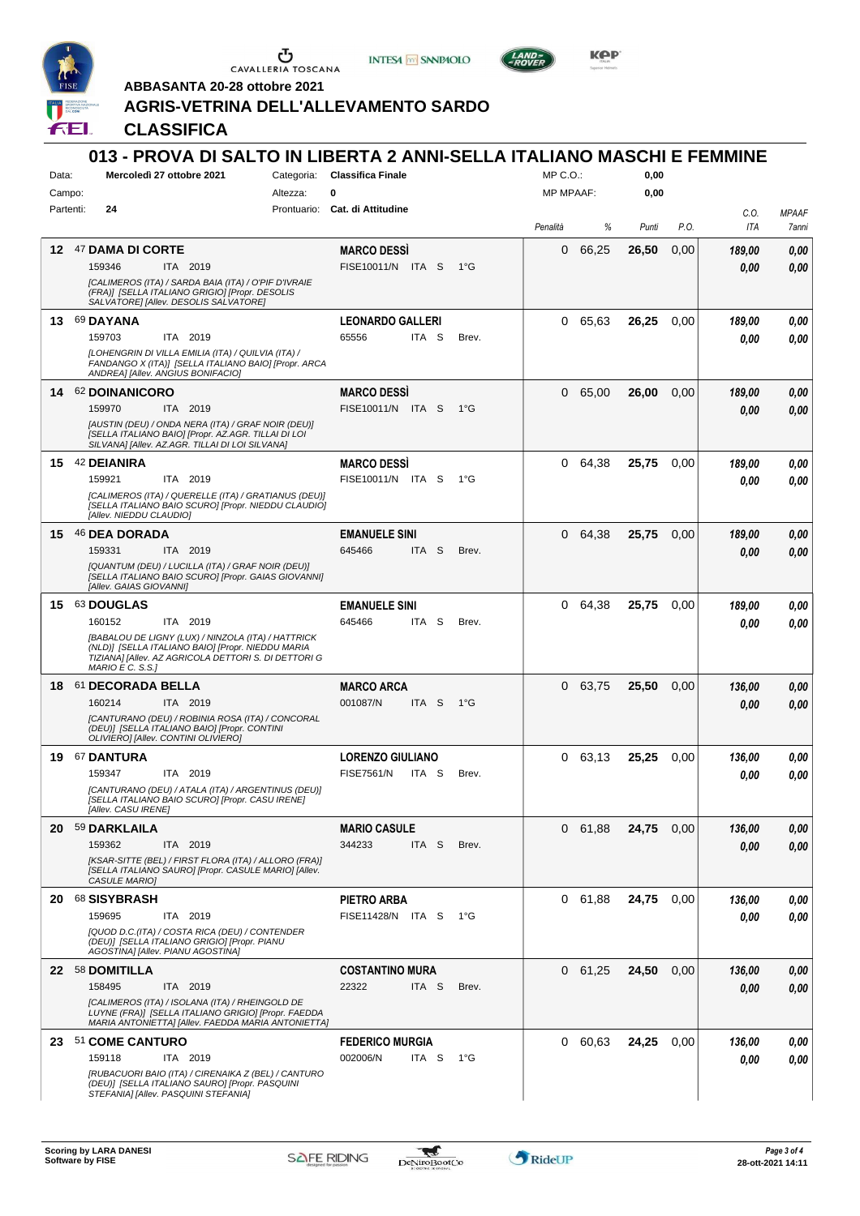ABBASANTA 20-28 ottobre 2021

# AGRIS-VETRINA DELL'ALLEVAMENTO SARDO

## CLASSIFICA

### 013 - PROVA DI SALTO IN LIBERTA 2 ANNI-SELLA ITALIANO MASCHI E FEMMINE

Data: Mercoledì 27 ottobre 2021 — Categoria: Classifica Finale — MP C.O.: 0,00
Campo: — Altezza: 0 — MP MPAAF: 0,00
Partenti: 24 — Prontuario: Cat. di Attitudine

| Pos. | N. Cavallo | Cavaliere | Penalità | % | Punti | P.O. | C.O. ITA | MPAAF 7anni |
|---|---|---|---|---|---|---|---|---|
| 12 | 47 **DAMA DI CORTE**<br>159346 ITA 2019<br>*[CALIMEROS (ITA) / SARDA BAIA (ITA) / O'PIF D'IVRAIE (FRA)] [SELLA ITALIANO GRIGIO] [Propr. DESOLIS SALVATORE] [Allev. DESOLIS SALVATORE]* | **MARCO DESSÌ**<br>FISE10011/N ITA S 1°G | 0 | 66,25 | 26,50 | 0,00 | 189,00<br>0,00 | 0,00<br>0,00 |
| 13 | 69 **DAYANA**<br>159703 ITA 2019<br>*[LOHENGRIN DI VILLA EMILIA (ITA) / QUILVIA (ITA) / FANDANGO X (ITA)] [SELLA ITALIANO BAIO] [Propr. ARCA ANDREA] [Allev. ANGIUS BONIFACIO]* | **LEONARDO GALLERI**<br>65556 ITA S Brev. | 0 | 65,63 | 26,25 | 0,00 | 189,00<br>0,00 | 0,00<br>0,00 |
| 14 | 62 **DOINANICORO**<br>159970 ITA 2019<br>*[AUSTIN (DEU) / ONDA NERA (ITA) / GRAF NOIR (DEU)] [SELLA ITALIANO BAIO] [Propr. AZ.AGR. TILLAI DI LOI SILVANA] [Allev. AZ.AGR. TILLAI DI LOI SILVANA]* | **MARCO DESSÌ**<br>FISE10011/N ITA S 1°G | 0 | 65,00 | 26,00 | 0,00 | 189,00<br>0,00 | 0,00<br>0,00 |
| 15 | 42 **DEIANIRA**<br>159921 ITA 2019<br>*[CALIMEROS (ITA) / QUERELLE (ITA) / GRATIANUS (DEU)] [SELLA ITALIANO BAIO SCURO] [Propr. NIEDDU CLAUDIO] [Allev. NIEDDU CLAUDIO]* | **MARCO DESSÌ**<br>FISE10011/N ITA S 1°G | 0 | 64,38 | 25,75 | 0,00 | 189,00<br>0,00 | 0,00<br>0,00 |
| 15 | 46 **DEA DORADA**<br>159331 ITA 2019<br>*[QUANTUM (DEU) / LUCILLA (ITA) / GRAF NOIR (DEU)] [SELLA ITALIANO BAIO SCURO] [Propr. GAIAS GIOVANNI] [Allev. GAIAS GIOVANNI]* | **EMANUELE SINI**<br>645466 ITA S Brev. | 0 | 64,38 | 25,75 | 0,00 | 189,00<br>0,00 | 0,00<br>0,00 |
| 15 | 63 **DOUGLAS**<br>160152 ITA 2019<br>*[BABALOU DE LIGNY (LUX) / NINZOLA (ITA) / HATTRICK (NLD)] [SELLA ITALIANO BAIO] [Propr. NIEDDU MARIA TIZIANA] [Allev. AZ AGRICOLA DETTORI S. DI DETTORI G MARIO E C. S.S.]* | **EMANUELE SINI**<br>645466 ITA S Brev. | 0 | 64,38 | 25,75 | 0,00 | 189,00<br>0,00 | 0,00<br>0,00 |
| 18 | 61 **DECORADA BELLA**<br>160214 ITA 2019<br>*[CANTURANO (DEU) / ROBINIA ROSA (ITA) / CONCORAL (DEU)] [SELLA ITALIANO BAIO] [Propr. CONTINI OLIVIERO] [Allev. CONTINI OLIVIERO]* | **MARCO ARCA**<br>001087/N ITA S 1°G | 0 | 63,75 | 25,50 | 0,00 | 136,00<br>0,00 | 0,00<br>0,00 |
| 19 | 67 **DANTURA**<br>159347 ITA 2019<br>*[CANTURANO (DEU) / ATALA (ITA) / ARGENTINUS (DEU)] [SELLA ITALIANO BAIO SCURO] [Propr. CASU IRENE] [Allev. CASU IRENE]* | **LORENZO GIULIANO**<br>FISE7561/N ITA S Brev. | 0 | 63,13 | 25,25 | 0,00 | 136,00<br>0,00 | 0,00<br>0,00 |
| 20 | 59 **DARKLAILA**<br>159362 ITA 2019<br>*[KSAR-SITTE (BEL) / FIRST FLORA (ITA) / ALLORO (FRA)] [SELLA ITALIANO SAURO] [Propr. CASULE MARIO] [Allev. CASULE MARIO]* | **MARIO CASULE**<br>344233 ITA S Brev. | 0 | 61,88 | 24,75 | 0,00 | 136,00<br>0,00 | 0,00<br>0,00 |
| 20 | 68 **SISYBRASH**<br>159695 ITA 2019<br>*[QUOD D.C.(ITA) / COSTA RICA (DEU) / CONTENDER (DEU)] [SELLA ITALIANO GRIGIO] [Propr. PIANU AGOSTINA] [Allev. PIANU AGOSTINA]* | **PIETRO ARBA**<br>FISE11428/N ITA S 1°G | 0 | 61,88 | 24,75 | 0,00 | 136,00<br>0,00 | 0,00<br>0,00 |
| 22 | 58 **DOMITILLA**<br>158495 ITA 2019<br>*[CALIMEROS (ITA) / ISOLANA (ITA) / RHEINGOLD DE LUYNE (FRA)] [SELLA ITALIANO GRIGIO] [Propr. FAEDDA MARIA ANTONIETTA] [Allev. FAEDDA MARIA ANTONIETTA]* | **COSTANTINO MURA**<br>22322 ITA S Brev. | 0 | 61,25 | 24,50 | 0,00 | 136,00<br>0,00 | 0,00<br>0,00 |
| 23 | 51 **COME CANTURO**<br>159118 ITA 2019<br>*[RUBACUORI BAIO (ITA) / CIRENAIKA Z (BEL) / CANTURO (DEU)] [SELLA ITALIANO SAURO] [Propr. PASQUINI STEFANIA] [Allev. PASQUINI STEFANIA]* | **FEDERICO MURGIA**<br>002006/N ITA S 1°G | 0 | 60,63 | 24,25 | 0,00 | 136,00<br>0,00 | 0,00<br>0,00 |

Scoring by LARA DANESI
Software by FISE

28-ott-2021 14:11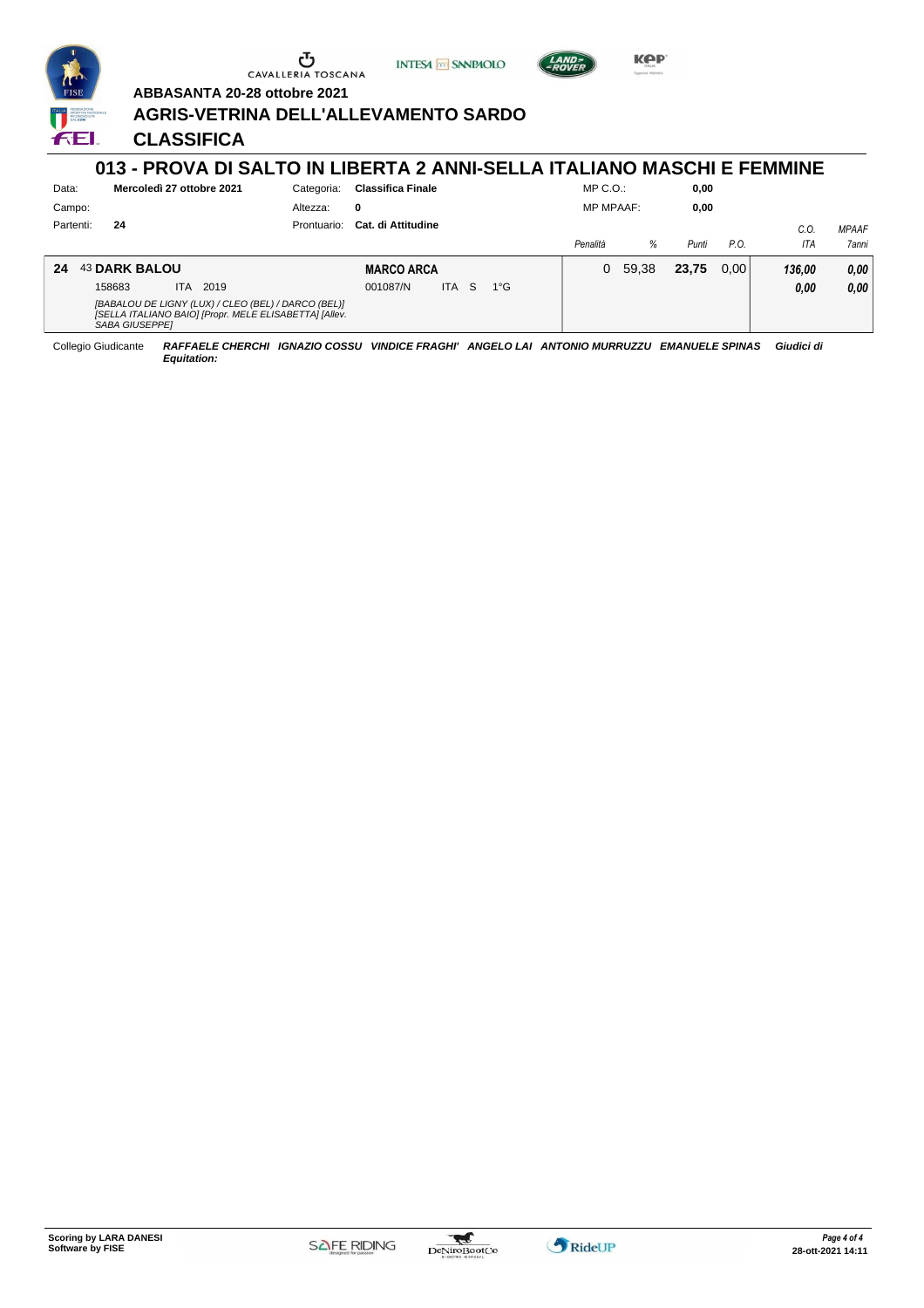ABBASANTA 20-28 ottobre 2021

# AGRIS-VETRINA DELL'ALLEVAMENTO SARDO

## CLASSIFICA

## 013 - PROVA DI SALTO IN LIBERTA 2 ANNI-SELLA ITALIANO MASCHI E FEMMINE

| | | | | | |
|---|---|---|---|---|---|
| Data: | **Mercoledì 27 ottobre 2021** | Categoria: | **Classifica Finale** | MP C.O.: | **0,00** |
| Campo: | | Altezza: | **0** | MP MPAAF: | **0,00** |
| Partenti: | **24** | Prontuario: | **Cat. di Attitudine** | | |

| | | | | *Penalità* | *%* | *Punti* | *P.O.* | *C.O. ITA* | *MPAAF 7anni* |
|---|---|---|---|---|---|---|---|---|---|
| **24** | 43 **DARK BALOU** 158683 ITA 2019 *[BABALOU DE LIGNY (LUX) / CLEO (BEL) / DARCO (BEL)] [SELLA ITALIANO BAIO] [Propr. MELE ELISABETTA] [Allev. SABA GIUSEPPE]* | **MARCO ARCA** 001087/N | ITA S 1°G | 0 | 59,38 | **23,75** | 0,00 | ***136,00*** ***0,00*** | ***0,00*** ***0,00*** |

Collegio Giudicante *RAFFAELE CHERCHI IGNAZIO COSSU VINDICE FRAGHI' ANGELO LAI ANTONIO MURRUZZU EMANUELE SPINAS Giudici di Equitation:*

**Scoring by LARA DANESI**
**Software by FISE**

28-ott-2021 14:11